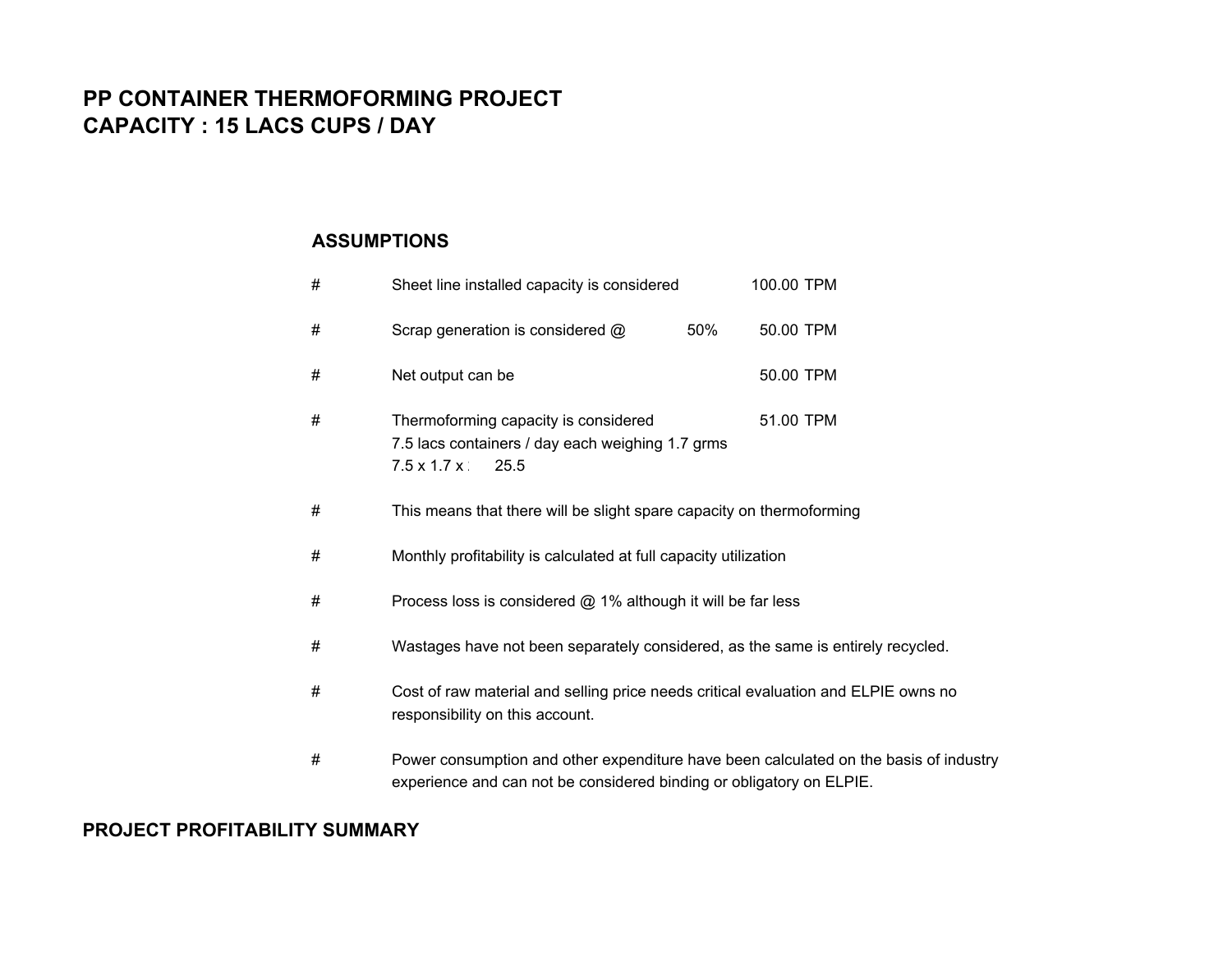# PP CONTAINER THERMOFORMING PROJECT
# CAPACITY : 15 LACS CUPS / DAY

## ASSUMPTIONS

| | | | | |
|---|---|---|---|---|
| # | Sheet line installed capacity is considered | | 100.00 | TPM |
| # | Scrap generation is considered @ | 50% | 50.00 | TPM |
| # | Net output can be | | 50.00 | TPM |
| # | Thermoforming capacity is considered<br>7.5 lacs containers / day each weighing 1.7 grms<br>7.5 x 1.7 x : 25.5 | | 51.00 | TPM |

# This means that there will be slight spare capacity on thermoforming

# Monthly profitability is calculated at full capacity utilization

# Process loss is considered @ 1% although it will be far less

# Wastages have not been separately considered, as the same is entirely recycled.

# Cost of raw material and selling price needs critical evaluation and ELPIE owns no responsibility on this account.

# Power consumption and other expenditure have been calculated on the basis of industry experience and can not be considered binding or obligatory on ELPIE.

## PROJECT PROFITABILITY SUMMARY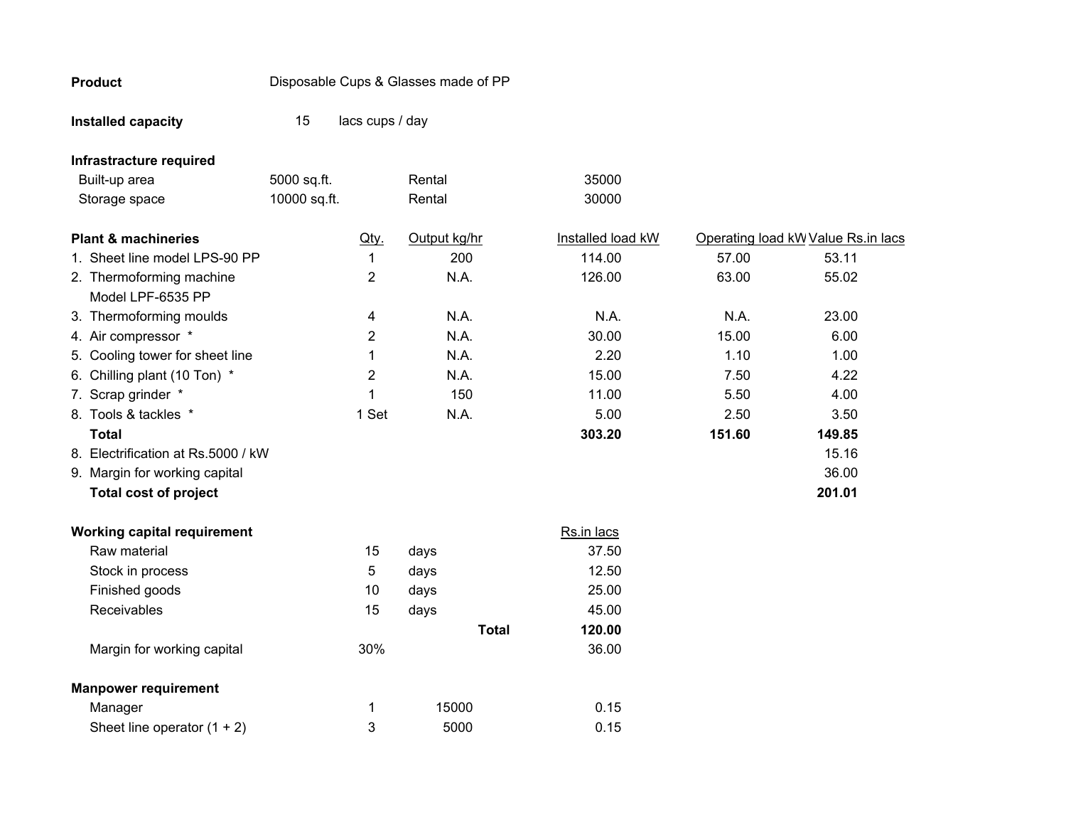**Product** Disposable Cups & Glasses made of PP

**Installed capacity** 15 lacs cups / day

**Infrastructure required**

| | | | |
|---|---|---|---|
| Built-up area | 5000 sq.ft. | Rental | 35000 |
| Storage space | 10000 sq.ft. | Rental | 30000 |

| Plant & machineries | Qty. | Output kg/hr | Installed load kW | Operating load kW | Value Rs.in lacs |
|---|---|---|---|---|---|
| 1. Sheet line model LPS-90 PP | 1 | 200 | 114.00 | 57.00 | 53.11 |
| 2. Thermoforming machine Model LPF-6535 PP | 2 | N.A. | 126.00 | 63.00 | 55.02 |
| 3. Thermoforming moulds | 4 | N.A. | N.A. | N.A. | 23.00 |
| 4. Air compressor * | 2 | N.A. | 30.00 | 15.00 | 6.00 |
| 5. Cooling tower for sheet line | 1 | N.A. | 2.20 | 1.10 | 1.00 |
| 6. Chilling plant (10 Ton) * | 2 | N.A. | 15.00 | 7.50 | 4.22 |
| 7. Scrap grinder * | 1 | 150 | 11.00 | 5.50 | 4.00 |
| 8. Tools & tackles * | 1 Set | N.A. | 5.00 | 2.50 | 3.50 |
| **Total** | | | **303.20** | **151.60** | **149.85** |
| 8. Electrification at Rs.5000 / kW | | | | | 15.16 |
| 9. Margin for working capital | | | | | 36.00 |
| **Total cost of project** | | | | | **201.01** |

| Working capital requirement | | | Rs.in lacs |
|---|---|---|---|
| Raw material | 15 | days | 37.50 |
| Stock in process | 5 | days | 12.50 |
| Finished goods | 10 | days | 25.00 |
| Receivables | 15 | days | 45.00 |
| | | **Total** | **120.00** |
| Margin for working capital | 30% | | 36.00 |

| Manpower requirement | | | |
|---|---|---|---|
| Manager | 1 | 15000 | 0.15 |
| Sheet line operator (1 + 2) | 3 | 5000 | 0.15 |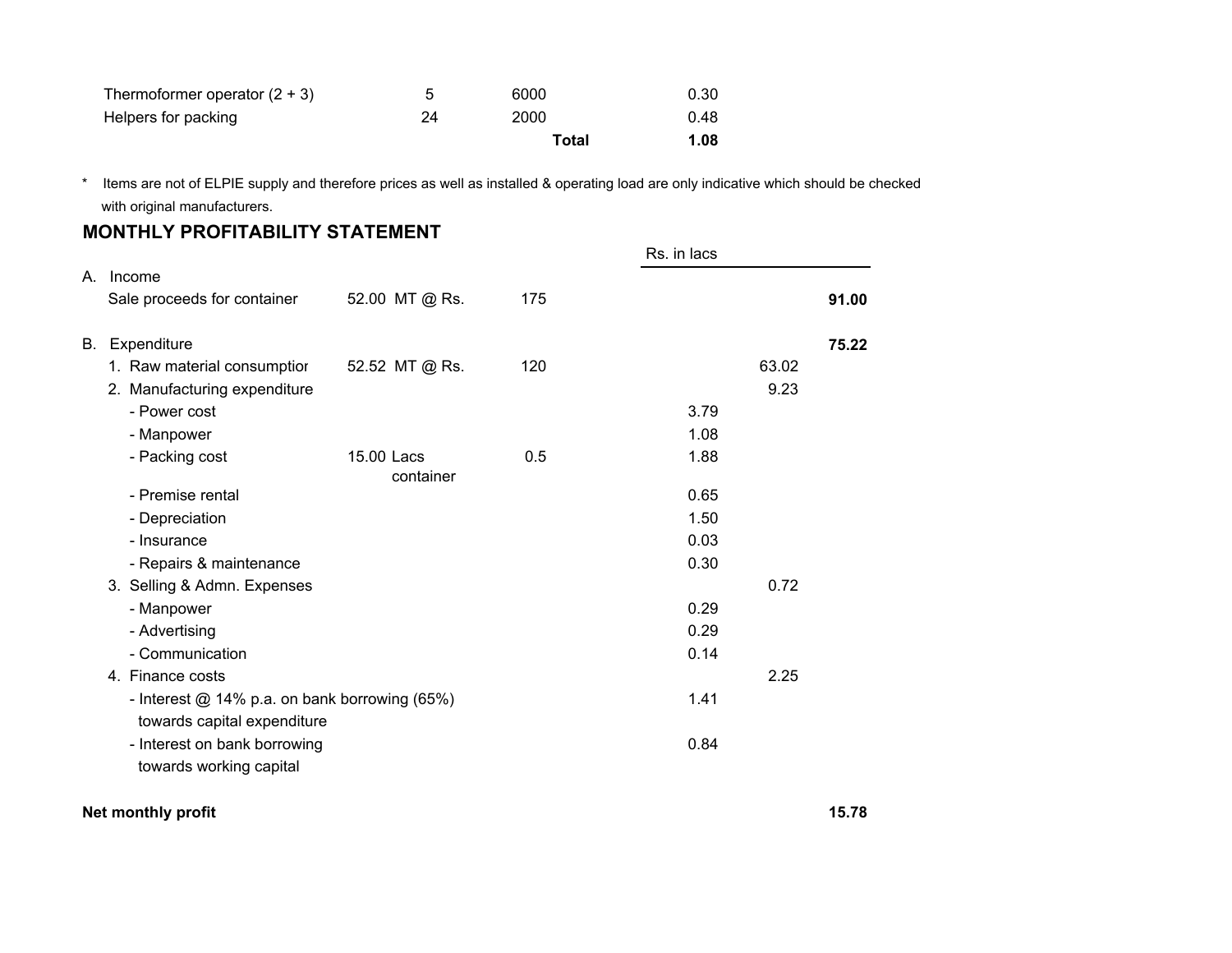| | | | | |
|---|---|---|---|---|
| Thermoformer operator (2 + 3) | 5 | 6000 | | 0.30 |
| Helpers for packing | 24 | 2000 | | 0.48 |
| | | | **Total** | **1.08** |

\* Items are not of ELPIE supply and therefore prices as well as installed & operating load are only indicative which should be checked with original manufacturers.

## MONTHLY PROFITABILITY STATEMENT

| | | | | | Rs. in lacs | |
|---|---|---|---|---|---|---|
| A. | Income | | | | | |
| | Sale proceeds for container | 52.00 MT @ Rs. | 175 | | | **91.00** |
| B. | Expenditure | | | | | **75.22** |
| | 1. Raw material consumptior | 52.52 MT @ Rs. | 120 | | 63.02 | |
| | 2. Manufacturing expenditure | | | | 9.23 | |
| | - Power cost | | | 3.79 | | |
| | - Manpower | | | 1.08 | | |
| | - Packing cost | 15.00 Lacs container | 0.5 | 1.88 | | |
| | - Premise rental | | | 0.65 | | |
| | - Depreciation | | | 1.50 | | |
| | - Insurance | | | 0.03 | | |
| | - Repairs & maintenance | | | 0.30 | | |
| | 3. Selling & Admn. Expenses | | | | 0.72 | |
| | - Manpower | | | 0.29 | | |
| | - Advertising | | | 0.29 | | |
| | - Communication | | | 0.14 | | |
| | 4. Finance costs | | | | 2.25 | |
| | - Interest @ 14% p.a. on bank borrowing (65%) towards capital expenditure | | | 1.41 | | |
| | - Interest on bank borrowing towards working capital | | | 0.84 | | |
| **Net monthly profit** | | | | | | **15.78** |